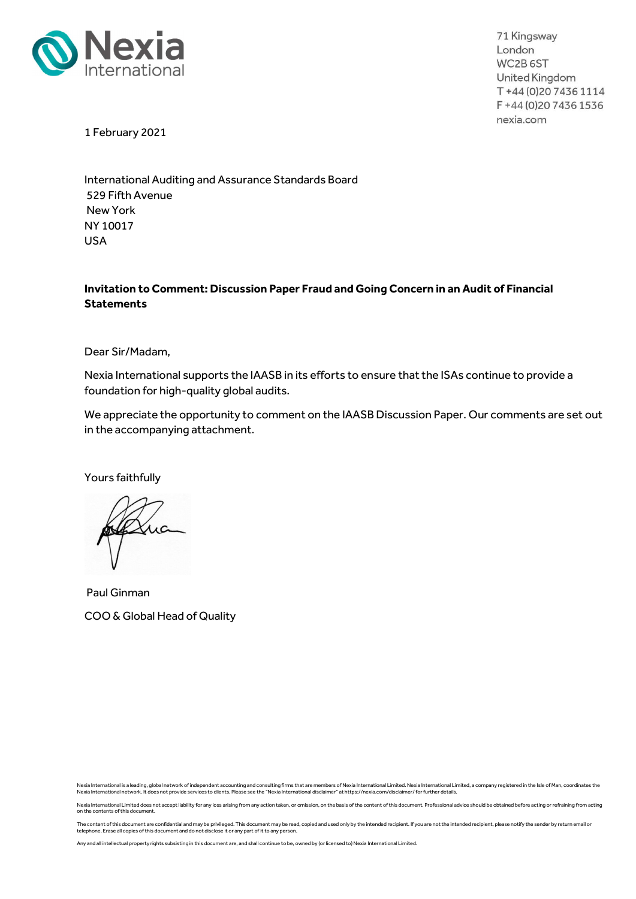Nexia International

71 Kingsway
London
WC2B 6ST
United Kingdom
T +44 (0)20 7436 1114
F +44 (0)20 7436 1536
nexia.com

1 February 2021

International Auditing and Assurance Standards Board
529 Fifth Avenue
New York
NY 10017
USA

**Invitation to Comment: Discussion Paper Fraud and Going Concern in an Audit of Financial Statements**

Dear Sir/Madam,

Nexia International supports the IAASB in its efforts to ensure that the ISAs continue to provide a foundation for high-quality global audits.

We appreciate the opportunity to comment on the IAASB Discussion Paper. Our comments are set out in the accompanying attachment.

Yours faithfully

Paul Ginman

COO & Global Head of Quality

Nexia International is a leading, global network of independent accounting and consulting firms that are members of Nexia International Limited. Nexia International Limited, a company registered in the Isle of Man, coordinates the Nexia International network. It does not provide services to clients. Please see the "Nexia International disclaimer" at https://nexia.com/disclaimer/ for further details.

Nexia International Limited does not accept liability for any loss arising from any action taken, or omission, on the basis of the content of this document. Professional advice should be obtained before acting or refraining from acting on the contents of this document.

The content of this document are confidential and may be privileged. This document may be read, copied and used only by the intended recipient. If you are not the intended recipient, please notify the sender by return email or telephone. Erase all copies of this document and do not disclose it or any part of it to any person.

Any and all intellectual property rights subsisting in this document are, and shall continue to be, owned by (or licensed to) Nexia International Limited.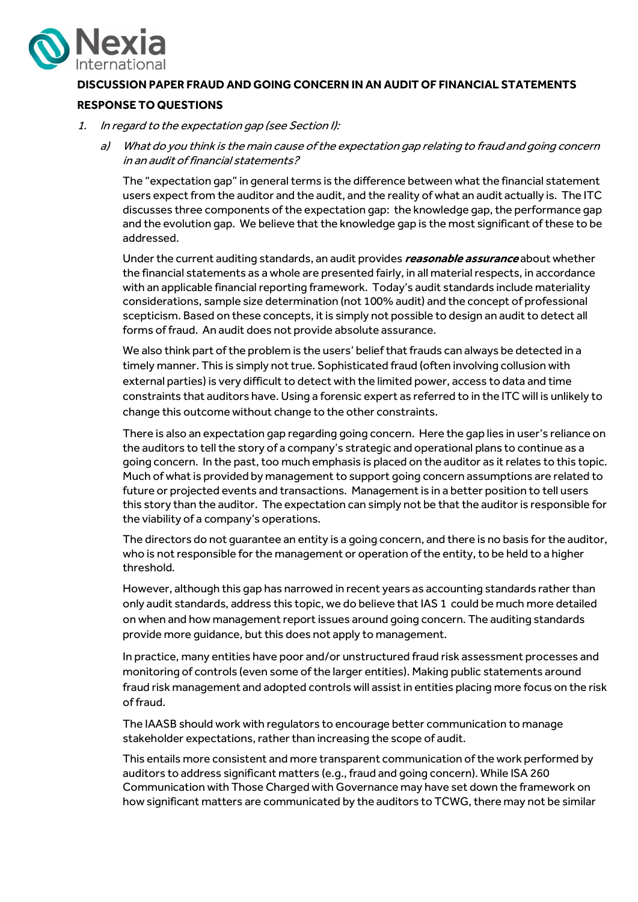**DISCUSSION PAPER FRAUD AND GOING CONCERN IN AN AUDIT OF FINANCIAL STATEMENTS**

**RESPONSE TO QUESTIONS**

1. *In regard to the expectation gap (see Section I):*

   a) *What do you think is the main cause of the expectation gap relating to fraud and going concern in an audit of financial statements?*

   The "expectation gap" in general terms is the difference between what the financial statement users expect from the auditor and the audit, and the reality of what an audit actually is. The ITC discusses three components of the expectation gap: the knowledge gap, the performance gap and the evolution gap. We believe that the knowledge gap is the most significant of these to be addressed.

   Under the current auditing standards, an audit provides ***reasonable assurance*** about whether the financial statements as a whole are presented fairly, in all material respects, in accordance with an applicable financial reporting framework. Today's audit standards include materiality considerations, sample size determination (not 100% audit) and the concept of professional scepticism. Based on these concepts, it is simply not possible to design an audit to detect all forms of fraud. An audit does not provide absolute assurance.

   We also think part of the problem is the users' belief that frauds can always be detected in a timely manner. This is simply not true. Sophisticated fraud (often involving collusion with external parties) is very difficult to detect with the limited power, access to data and time constraints that auditors have. Using a forensic expert as referred to in the ITC will is unlikely to change this outcome without change to the other constraints.

   There is also an expectation gap regarding going concern. Here the gap lies in user's reliance on the auditors to tell the story of a company's strategic and operational plans to continue as a going concern. In the past, too much emphasis is placed on the auditor as it relates to this topic. Much of what is provided by management to support going concern assumptions are related to future or projected events and transactions. Management is in a better position to tell users this story than the auditor. The expectation can simply not be that the auditor is responsible for the viability of a company's operations.

   The directors do not guarantee an entity is a going concern, and there is no basis for the auditor, who is not responsible for the management or operation of the entity, to be held to a higher threshold.

   However, although this gap has narrowed in recent years as accounting standards rather than only audit standards, address this topic, we do believe that IAS 1 could be much more detailed on when and how management report issues around going concern. The auditing standards provide more guidance, but this does not apply to management.

   In practice, many entities have poor and/or unstructured fraud risk assessment processes and monitoring of controls (even some of the larger entities). Making public statements around fraud risk management and adopted controls will assist in entities placing more focus on the risk of fraud.

   The IAASB should work with regulators to encourage better communication to manage stakeholder expectations, rather than increasing the scope of audit.

   This entails more consistent and more transparent communication of the work performed by auditors to address significant matters (e.g., fraud and going concern). While ISA 260 Communication with Those Charged with Governance may have set down the framework on how significant matters are communicated by the auditors to TCWG, there may not be similar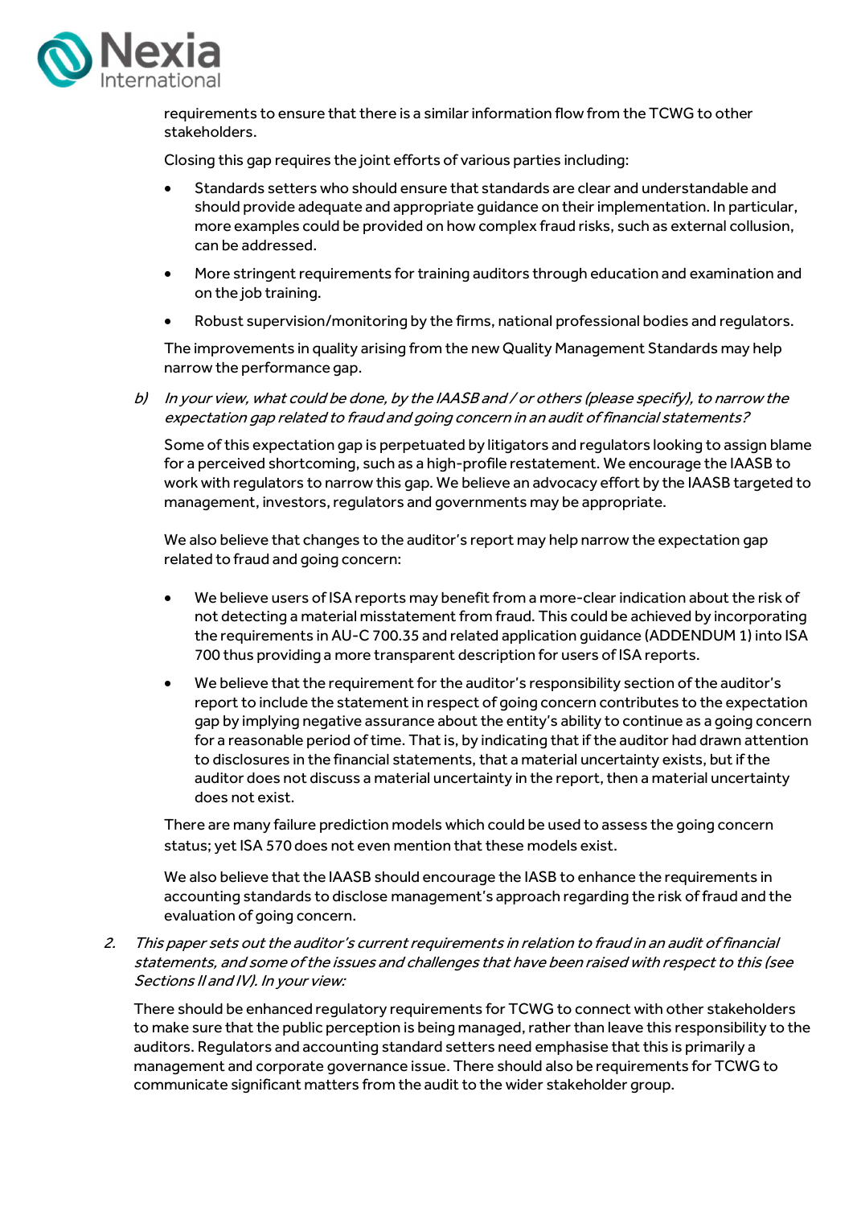requirements to ensure that there is a similar information flow from the TCWG to other stakeholders.

Closing this gap requires the joint efforts of various parties including:

- Standards setters who should ensure that standards are clear and understandable and should provide adequate and appropriate guidance on their implementation. In particular, more examples could be provided on how complex fraud risks, such as external collusion, can be addressed.
- More stringent requirements for training auditors through education and examination and on the job training.
- Robust supervision/monitoring by the firms, national professional bodies and regulators.

The improvements in quality arising from the new Quality Management Standards may help narrow the performance gap.

b) *In your view, what could be done, by the IAASB and / or others (please specify), to narrow the expectation gap related to fraud and going concern in an audit of financial statements?*

Some of this expectation gap is perpetuated by litigators and regulators looking to assign blame for a perceived shortcoming, such as a high-profile restatement. We encourage the IAASB to work with regulators to narrow this gap. We believe an advocacy effort by the IAASB targeted to management, investors, regulators and governments may be appropriate.

We also believe that changes to the auditor's report may help narrow the expectation gap related to fraud and going concern:

- We believe users of ISA reports may benefit from a more-clear indication about the risk of not detecting a material misstatement from fraud. This could be achieved by incorporating the requirements in AU-C 700.35 and related application guidance (ADDENDUM 1) into ISA 700 thus providing a more transparent description for users of ISA reports.
- We believe that the requirement for the auditor's responsibility section of the auditor's report to include the statement in respect of going concern contributes to the expectation gap by implying negative assurance about the entity's ability to continue as a going concern for a reasonable period of time. That is, by indicating that if the auditor had drawn attention to disclosures in the financial statements, that a material uncertainty exists, but if the auditor does not discuss a material uncertainty in the report, then a material uncertainty does not exist.

There are many failure prediction models which could be used to assess the going concern status; yet ISA 570 does not even mention that these models exist.

We also believe that the IAASB should encourage the IASB to enhance the requirements in accounting standards to disclose management's approach regarding the risk of fraud and the evaluation of going concern.

2. *This paper sets out the auditor's current requirements in relation to fraud in an audit of financial statements, and some of the issues and challenges that have been raised with respect to this (see Sections II and IV). In your view:*

There should be enhanced regulatory requirements for TCWG to connect with other stakeholders to make sure that the public perception is being managed, rather than leave this responsibility to the auditors. Regulators and accounting standard setters need emphasise that this is primarily a management and corporate governance issue. There should also be requirements for TCWG to communicate significant matters from the audit to the wider stakeholder group.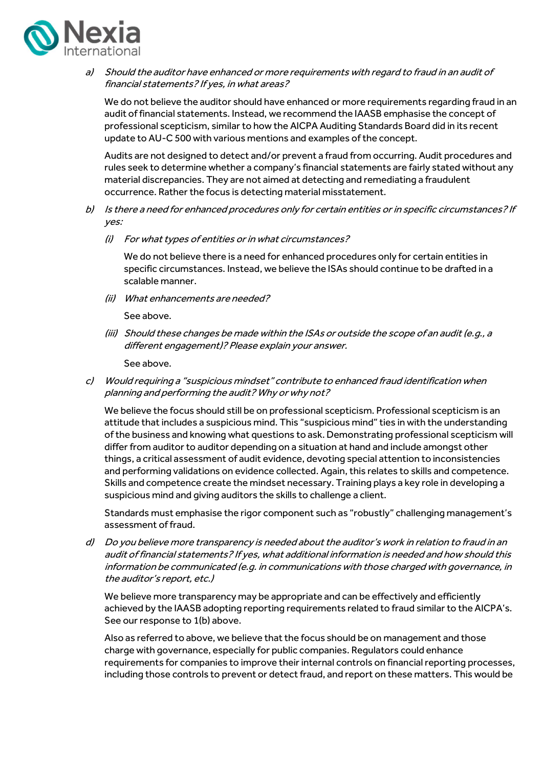a) *Should the auditor have enhanced or more requirements with regard to fraud in an audit of financial statements? If yes, in what areas?*

   We do not believe the auditor should have enhanced or more requirements regarding fraud in an audit of financial statements. Instead, we recommend the IAASB emphasise the concept of professional scepticism, similar to how the AICPA Auditing Standards Board did in its recent update to AU-C 500 with various mentions and examples of the concept.

   Audits are not designed to detect and/or prevent a fraud from occurring. Audit procedures and rules seek to determine whether a company's financial statements are fairly stated without any material discrepancies. They are not aimed at detecting and remediating a fraudulent occurrence. Rather the focus is detecting material misstatement.

b) *Is there a need for enhanced procedures only for certain entities or in specific circumstances? If yes:*

   (i) *For what types of entities or in what circumstances?*

   We do not believe there is a need for enhanced procedures only for certain entities in specific circumstances. Instead, we believe the ISAs should continue to be drafted in a scalable manner.

   (ii) *What enhancements are needed?*

   See above.

   (iii) *Should these changes be made within the ISAs or outside the scope of an audit (e.g., a different engagement)? Please explain your answer.*

   See above.

c) *Would requiring a "suspicious mindset" contribute to enhanced fraud identification when planning and performing the audit? Why or why not?*

   We believe the focus should still be on professional scepticism. Professional scepticism is an attitude that includes a suspicious mind. This "suspicious mind" ties in with the understanding of the business and knowing what questions to ask. Demonstrating professional scepticism will differ from auditor to auditor depending on a situation at hand and include amongst other things, a critical assessment of audit evidence, devoting special attention to inconsistencies and performing validations on evidence collected. Again, this relates to skills and competence. Skills and competence create the mindset necessary. Training plays a key role in developing a suspicious mind and giving auditors the skills to challenge a client.

   Standards must emphasise the rigor component such as "robustly" challenging management's assessment of fraud.

d) *Do you believe more transparency is needed about the auditor's work in relation to fraud in an audit of financial statements? If yes, what additional information is needed and how should this information be communicated (e.g. in communications with those charged with governance, in the auditor's report, etc.)*

   We believe more transparency may be appropriate and can be effectively and efficiently achieved by the IAASB adopting reporting requirements related to fraud similar to the AICPA's. See our response to 1(b) above.

   Also as referred to above, we believe that the focus should be on management and those charge with governance, especially for public companies. Regulators could enhance requirements for companies to improve their internal controls on financial reporting processes, including those controls to prevent or detect fraud, and report on these matters. This would be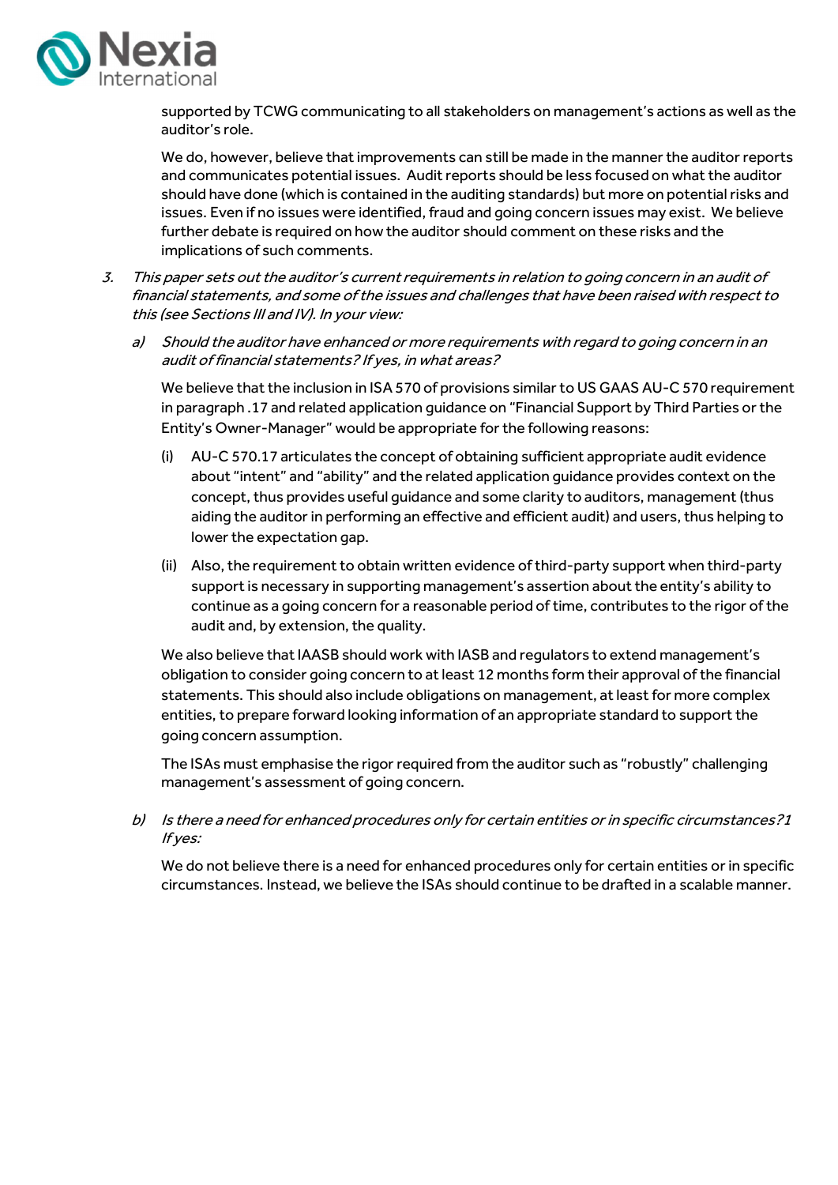supported by TCWG communicating to all stakeholders on management's actions as well as the auditor's role.

We do, however, believe that improvements can still be made in the manner the auditor reports and communicates potential issues. Audit reports should be less focused on what the auditor should have done (which is contained in the auditing standards) but more on potential risks and issues. Even if no issues were identified, fraud and going concern issues may exist. We believe further debate is required on how the auditor should comment on these risks and the implications of such comments.

3. *This paper sets out the auditor's current requirements in relation to going concern in an audit of financial statements, and some of the issues and challenges that have been raised with respect to this (see Sections III and IV). In your view:*

   a) *Should the auditor have enhanced or more requirements with regard to going concern in an audit of financial statements? If yes, in what areas?*

   We believe that the inclusion in ISA 570 of provisions similar to US GAAS AU-C 570 requirement in paragraph .17 and related application guidance on "Financial Support by Third Parties or the Entity's Owner-Manager" would be appropriate for the following reasons:

   (i) AU-C 570.17 articulates the concept of obtaining sufficient appropriate audit evidence about "intent" and "ability" and the related application guidance provides context on the concept, thus provides useful guidance and some clarity to auditors, management (thus aiding the auditor in performing an effective and efficient audit) and users, thus helping to lower the expectation gap.

   (ii) Also, the requirement to obtain written evidence of third-party support when third-party support is necessary in supporting management's assertion about the entity's ability to continue as a going concern for a reasonable period of time, contributes to the rigor of the audit and, by extension, the quality.

   We also believe that IAASB should work with IASB and regulators to extend management's obligation to consider going concern to at least 12 months form their approval of the financial statements. This should also include obligations on management, at least for more complex entities, to prepare forward looking information of an appropriate standard to support the going concern assumption.

   The ISAs must emphasise the rigor required from the auditor such as "robustly" challenging management's assessment of going concern.

   b) *Is there a need for enhanced procedures only for certain entities or in specific circumstances?1 If yes:*

   We do not believe there is a need for enhanced procedures only for certain entities or in specific circumstances. Instead, we believe the ISAs should continue to be drafted in a scalable manner.